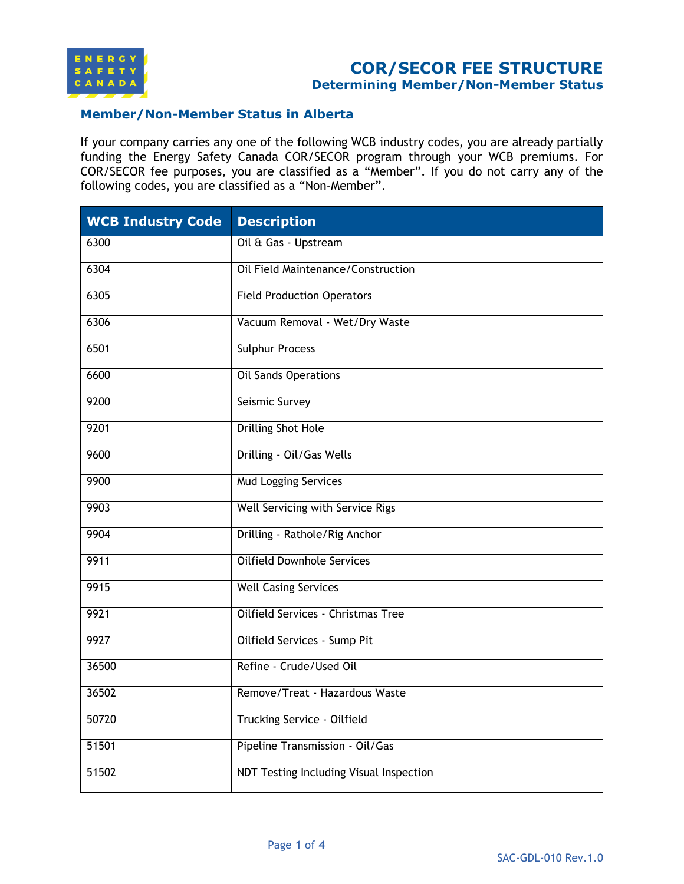# COR/SECOR FEE STRUCTURE

## Determining Member/Non-Member Status

### Member/Non-Member Status in Alberta

If your company carries any one of the following WCB industry codes, you are already partially funding the Energy Safety Canada COR/SECOR program through your WCB premiums. For COR/SECOR fee purposes, you are classified as a "Member". If you do not carry any of the following codes, you are classified as a "Non-Member".

| WCB Industry Code | Description |
| --- | --- |
| 6300 | Oil & Gas - Upstream |
| 6304 | Oil Field Maintenance/Construction |
| 6305 | Field Production Operators |
| 6306 | Vacuum Removal - Wet/Dry Waste |
| 6501 | Sulphur Process |
| 6600 | Oil Sands Operations |
| 9200 | Seismic Survey |
| 9201 | Drilling Shot Hole |
| 9600 | Drilling - Oil/Gas Wells |
| 9900 | Mud Logging Services |
| 9903 | Well Servicing with Service Rigs |
| 9904 | Drilling - Rathole/Rig Anchor |
| 9911 | Oilfield Downhole Services |
| 9915 | Well Casing Services |
| 9921 | Oilfield Services - Christmas Tree |
| 9927 | Oilfield Services - Sump Pit |
| 36500 | Refine - Crude/Used Oil |
| 36502 | Remove/Treat - Hazardous Waste |
| 50720 | Trucking Service - Oilfield |
| 51501 | Pipeline Transmission - Oil/Gas |
| 51502 | NDT Testing Including Visual Inspection |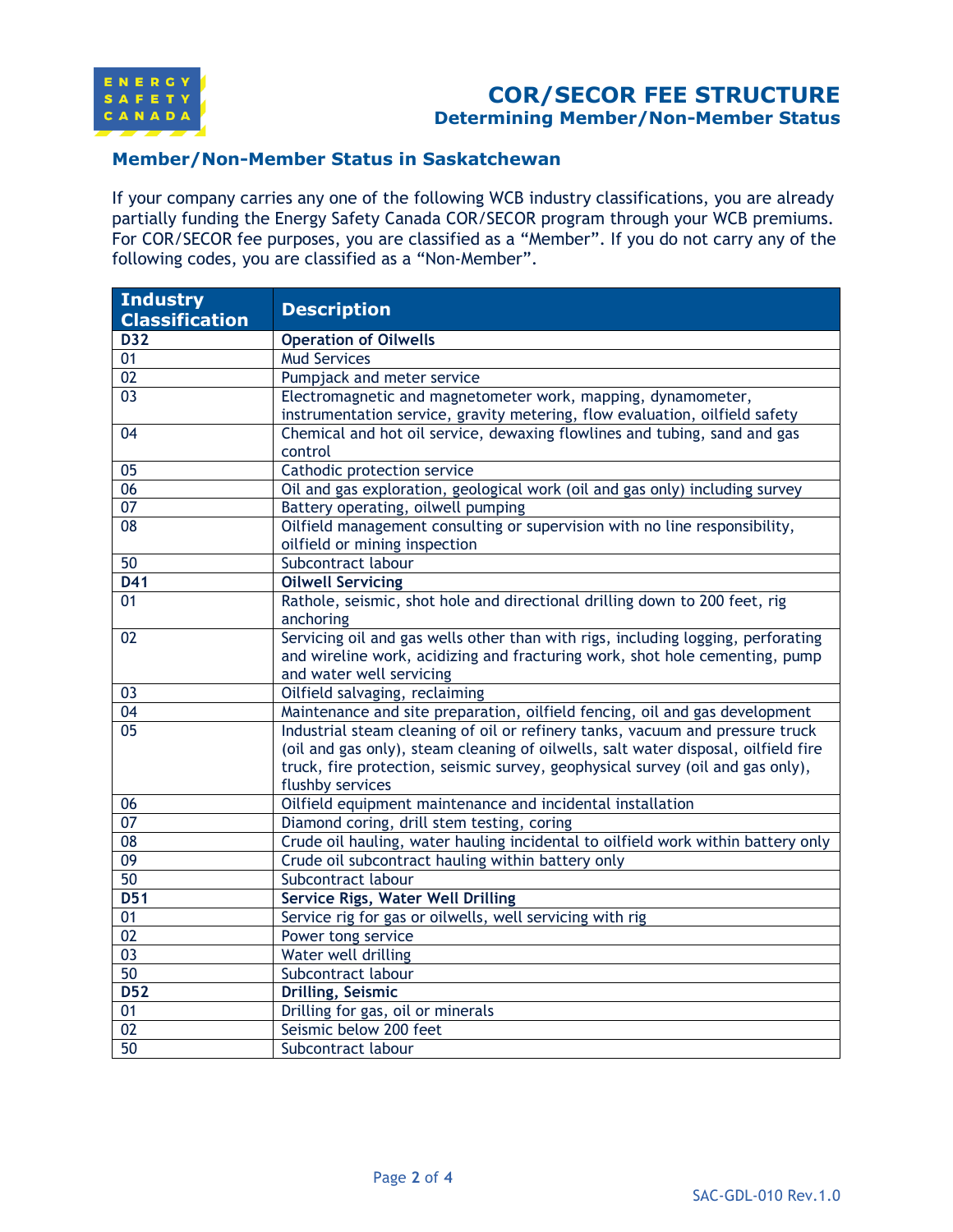## Member/Non-Member Status in Saskatchewan

If your company carries any one of the following WCB industry classifications, you are already partially funding the Energy Safety Canada COR/SECOR program through your WCB premiums. For COR/SECOR fee purposes, you are classified as a "Member". If you do not carry any of the following codes, you are classified as a "Non-Member".

| Industry Classification | Description |
|---|---|
| **D32** | **Operation of Oilwells** |
| 01 | Mud Services |
| 02 | Pumpjack and meter service |
| 03 | Electromagnetic and magnetometer work, mapping, dynamometer, instrumentation service, gravity metering, flow evaluation, oilfield safety |
| 04 | Chemical and hot oil service, dewaxing flowlines and tubing, sand and gas control |
| 05 | Cathodic protection service |
| 06 | Oil and gas exploration, geological work (oil and gas only) including survey |
| 07 | Battery operating, oilwell pumping |
| 08 | Oilfield management consulting or supervision with no line responsibility, oilfield or mining inspection |
| 50 | Subcontract labour |
| **D41** | **Oilwell Servicing** |
| 01 | Rathole, seismic, shot hole and directional drilling down to 200 feet, rig anchoring |
| 02 | Servicing oil and gas wells other than with rigs, including logging, perforating and wireline work, acidizing and fracturing work, shot hole cementing, pump and water well servicing |
| 03 | Oilfield salvaging, reclaiming |
| 04 | Maintenance and site preparation, oilfield fencing, oil and gas development |
| 05 | Industrial steam cleaning of oil or refinery tanks, vacuum and pressure truck (oil and gas only), steam cleaning of oilwells, salt water disposal, oilfield fire truck, fire protection, seismic survey, geophysical survey (oil and gas only), flushby services |
| 06 | Oilfield equipment maintenance and incidental installation |
| 07 | Diamond coring, drill stem testing, coring |
| 08 | Crude oil hauling, water hauling incidental to oilfield work within battery only |
| 09 | Crude oil subcontract hauling within battery only |
| 50 | Subcontract labour |
| **D51** | **Service Rigs, Water Well Drilling** |
| 01 | Service rig for gas or oilwells, well servicing with rig |
| 02 | Power tong service |
| 03 | Water well drilling |
| 50 | Subcontract labour |
| **D52** | **Drilling, Seismic** |
| 01 | Drilling for gas, oil or minerals |
| 02 | Seismic below 200 feet |
| 50 | Subcontract labour |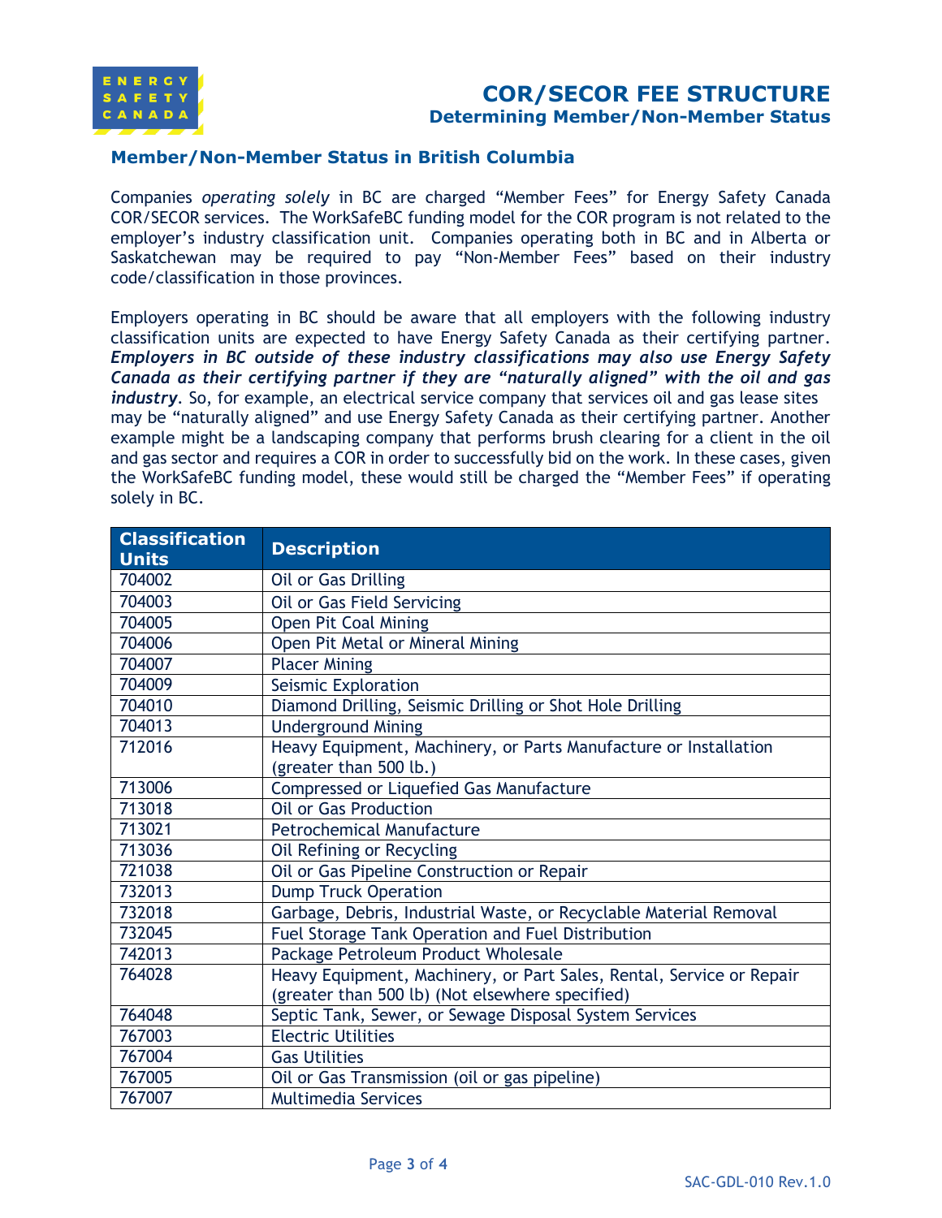# COR/SECOR FEE STRUCTURE

## Determining Member/Non-Member Status

### Member/Non-Member Status in British Columbia

Companies *operating solely* in BC are charged "Member Fees" for Energy Safety Canada COR/SECOR services. The WorkSafeBC funding model for the COR program is not related to the employer's industry classification unit. Companies operating both in BC and in Alberta or Saskatchewan may be required to pay "Non-Member Fees" based on their industry code/classification in those provinces.

Employers operating in BC should be aware that all employers with the following industry classification units are expected to have Energy Safety Canada as their certifying partner. ***Employers in BC outside of these industry classifications may also use Energy Safety Canada as their certifying partner if they are "naturally aligned" with the oil and gas industry***. So, for example, an electrical service company that services oil and gas lease sites may be "naturally aligned" and use Energy Safety Canada as their certifying partner. Another example might be a landscaping company that performs brush clearing for a client in the oil and gas sector and requires a COR in order to successfully bid on the work. In these cases, given the WorkSafeBC funding model, these would still be charged the "Member Fees" if operating solely in BC.

| Classification Units | Description |
|---|---|
| 704002 | Oil or Gas Drilling |
| 704003 | Oil or Gas Field Servicing |
| 704005 | Open Pit Coal Mining |
| 704006 | Open Pit Metal or Mineral Mining |
| 704007 | Placer Mining |
| 704009 | Seismic Exploration |
| 704010 | Diamond Drilling, Seismic Drilling or Shot Hole Drilling |
| 704013 | Underground Mining |
| 712016 | Heavy Equipment, Machinery, or Parts Manufacture or Installation (greater than 500 lb.) |
| 713006 | Compressed or Liquefied Gas Manufacture |
| 713018 | Oil or Gas Production |
| 713021 | Petrochemical Manufacture |
| 713036 | Oil Refining or Recycling |
| 721038 | Oil or Gas Pipeline Construction or Repair |
| 732013 | Dump Truck Operation |
| 732018 | Garbage, Debris, Industrial Waste, or Recyclable Material Removal |
| 732045 | Fuel Storage Tank Operation and Fuel Distribution |
| 742013 | Package Petroleum Product Wholesale |
| 764028 | Heavy Equipment, Machinery, or Part Sales, Rental, Service or Repair (greater than 500 lb) (Not elsewhere specified) |
| 764048 | Septic Tank, Sewer, or Sewage Disposal System Services |
| 767003 | Electric Utilities |
| 767004 | Gas Utilities |
| 767005 | Oil or Gas Transmission (oil or gas pipeline) |
| 767007 | Multimedia Services |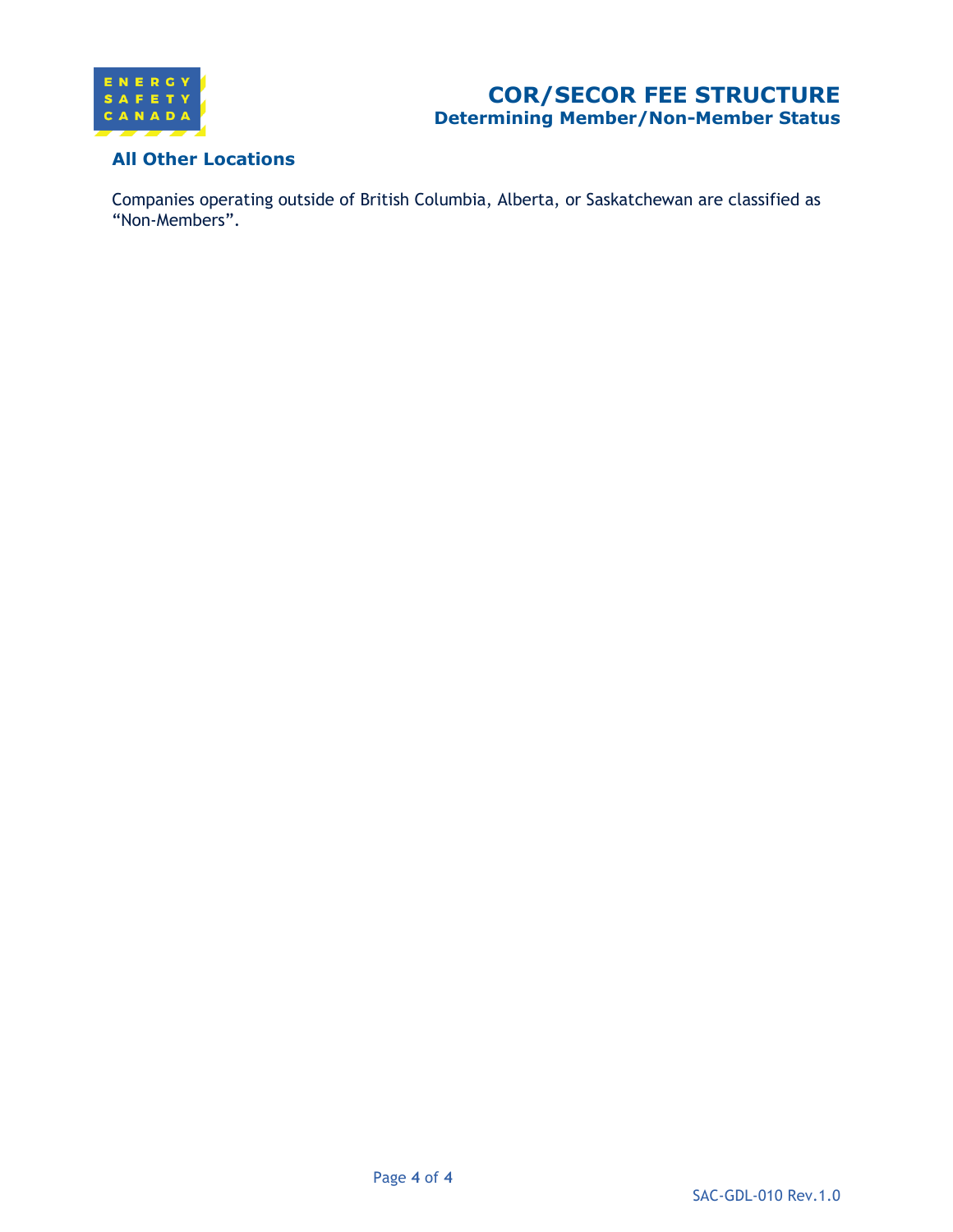### All Other Locations

Companies operating outside of British Columbia, Alberta, or Saskatchewan are classified as "Non-Members".